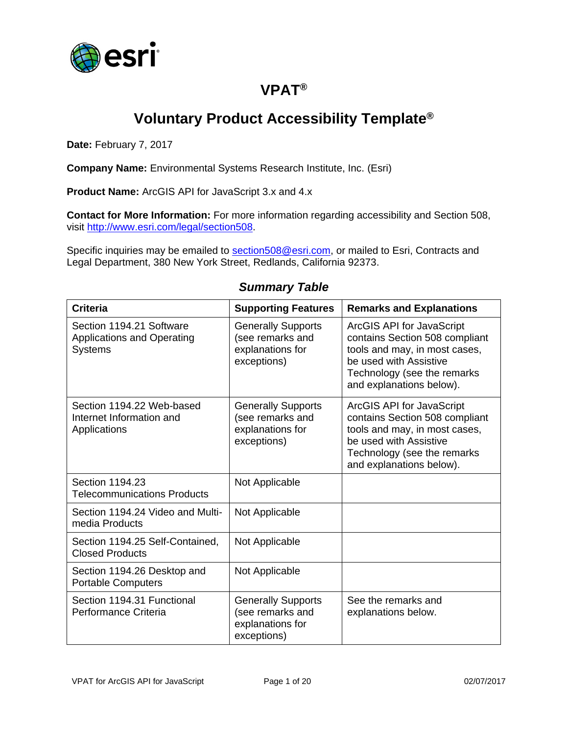# VPAT®

# Voluntary Product Accessibility Template®

**Date:** February 7, 2017

**Company Name:** Environmental Systems Research Institute, Inc. (Esri)

**Product Name:** ArcGIS API for JavaScript 3.x and 4.x

**Contact for More Information:** For more information regarding accessibility and Section 508, visit http://www.esri.com/legal/section508.

Specific inquiries may be emailed to section508@esri.com, or mailed to Esri, Contracts and Legal Department, 380 New York Street, Redlands, California 92373.

## *Summary Table*

| Criteria | Supporting Features | Remarks and Explanations |
|---|---|---|
| Section 1194.21 Software Applications and Operating Systems | Generally Supports (see remarks and explanations for exceptions) | ArcGIS API for JavaScript contains Section 508 compliant tools and may, in most cases, be used with Assistive Technology (see the remarks and explanations below). |
| Section 1194.22 Web-based Internet Information and Applications | Generally Supports (see remarks and explanations for exceptions) | ArcGIS API for JavaScript contains Section 508 compliant tools and may, in most cases, be used with Assistive Technology (see the remarks and explanations below). |
| Section 1194.23 Telecommunications Products | Not Applicable | |
| Section 1194.24 Video and Multi-media Products | Not Applicable | |
| Section 1194.25 Self-Contained, Closed Products | Not Applicable | |
| Section 1194.26 Desktop and Portable Computers | Not Applicable | |
| Section 1194.31 Functional Performance Criteria | Generally Supports (see remarks and explanations for exceptions) | See the remarks and explanations below. |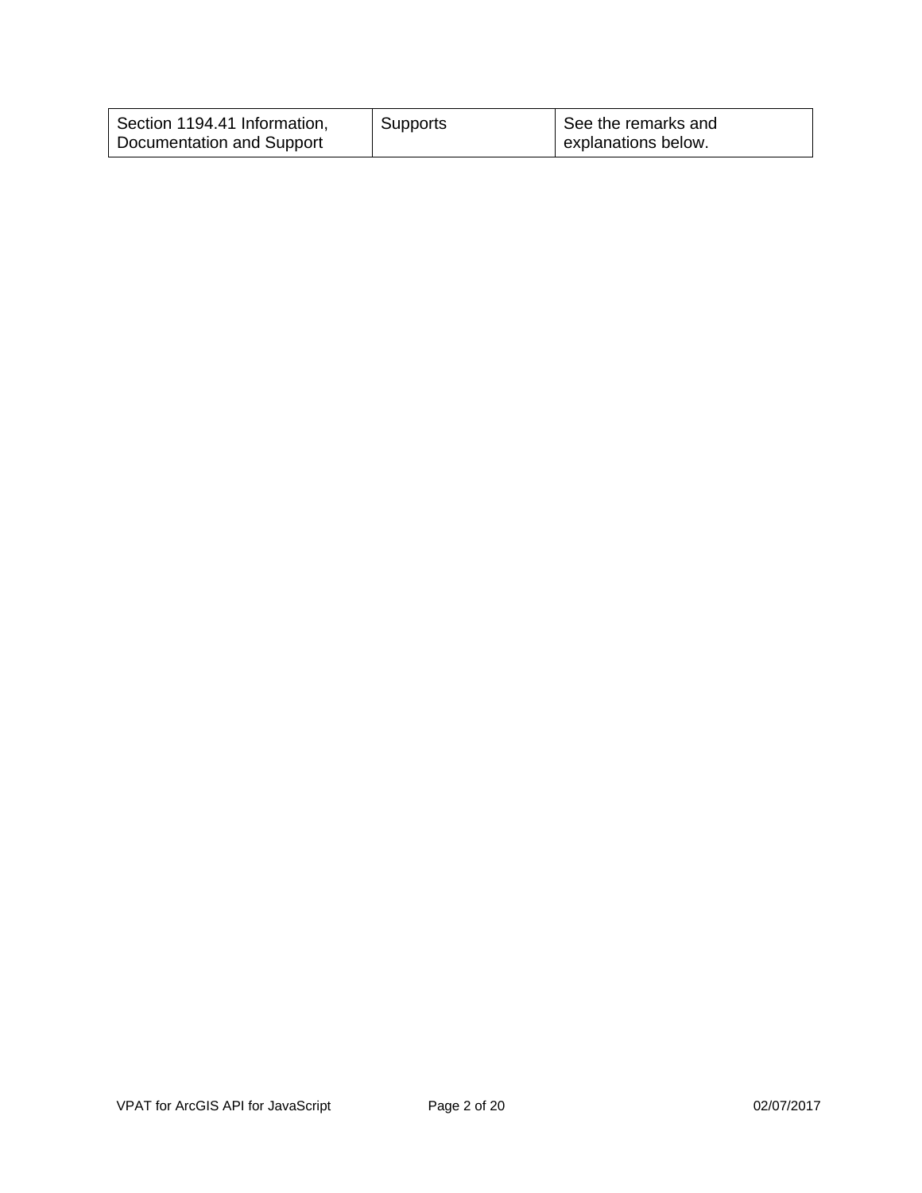| Section 1194.41 Information, Documentation and Support | Supports | See the remarks and explanations below. |
|---|---|---|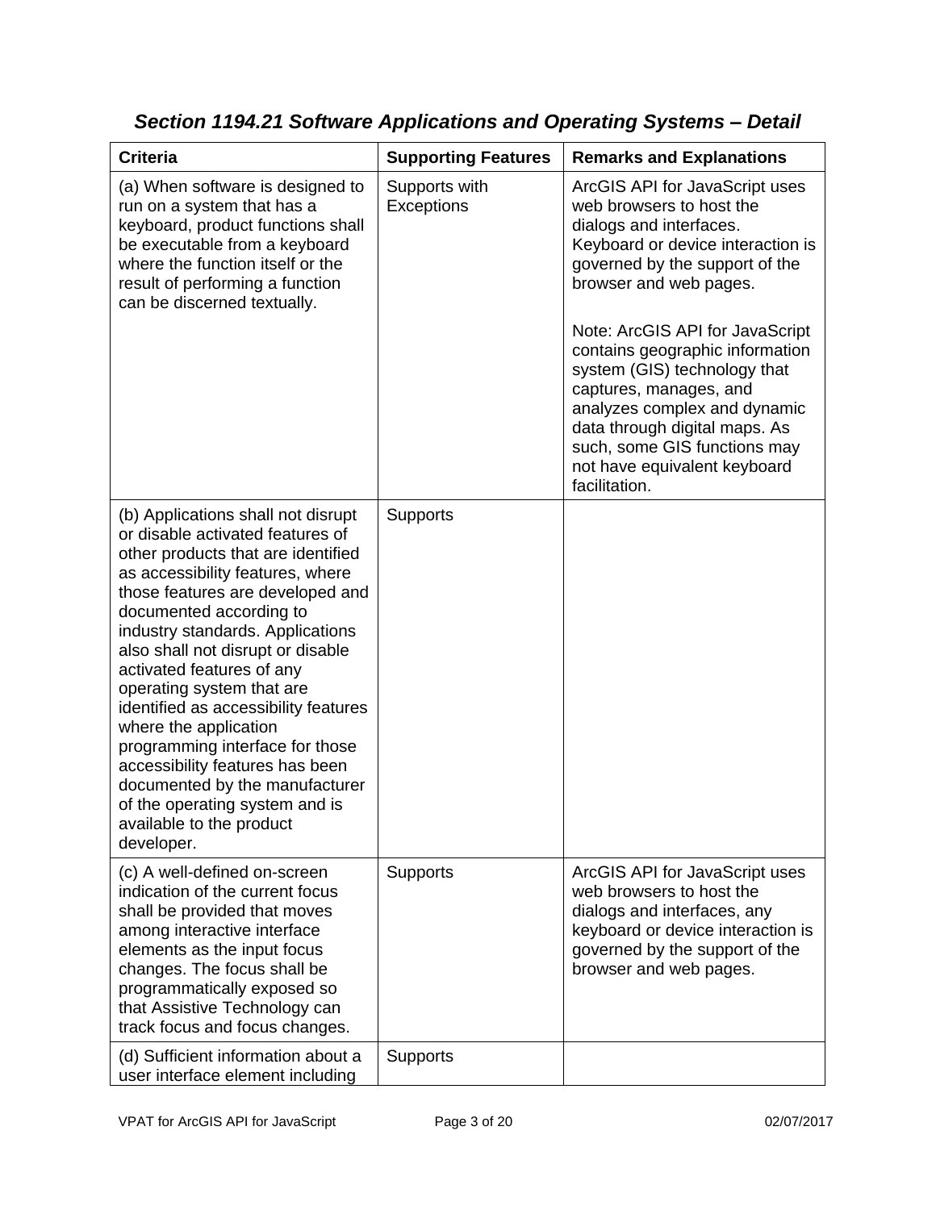## *Section 1194.21 Software Applications and Operating Systems – Detail*

| Criteria | Supporting Features | Remarks and Explanations |
|---|---|---|
| (a) When software is designed to run on a system that has a keyboard, product functions shall be executable from a keyboard where the function itself or the result of performing a function can be discerned textually. | Supports with Exceptions | ArcGIS API for JavaScript uses web browsers to host the dialogs and interfaces. Keyboard or device interaction is governed by the support of the browser and web pages.<br><br>Note: ArcGIS API for JavaScript contains geographic information system (GIS) technology that captures, manages, and analyzes complex and dynamic data through digital maps. As such, some GIS functions may not have equivalent keyboard facilitation. |
| (b) Applications shall not disrupt or disable activated features of other products that are identified as accessibility features, where those features are developed and documented according to industry standards. Applications also shall not disrupt or disable activated features of any operating system that are identified as accessibility features where the application programming interface for those accessibility features has been documented by the manufacturer of the operating system and is available to the product developer. | Supports | |
| (c) A well-defined on-screen indication of the current focus shall be provided that moves among interactive interface elements as the input focus changes. The focus shall be programmatically exposed so that Assistive Technology can track focus and focus changes. | Supports | ArcGIS API for JavaScript uses web browsers to host the dialogs and interfaces, any keyboard or device interaction is governed by the support of the browser and web pages. |
| (d) Sufficient information about a user interface element including | Supports | |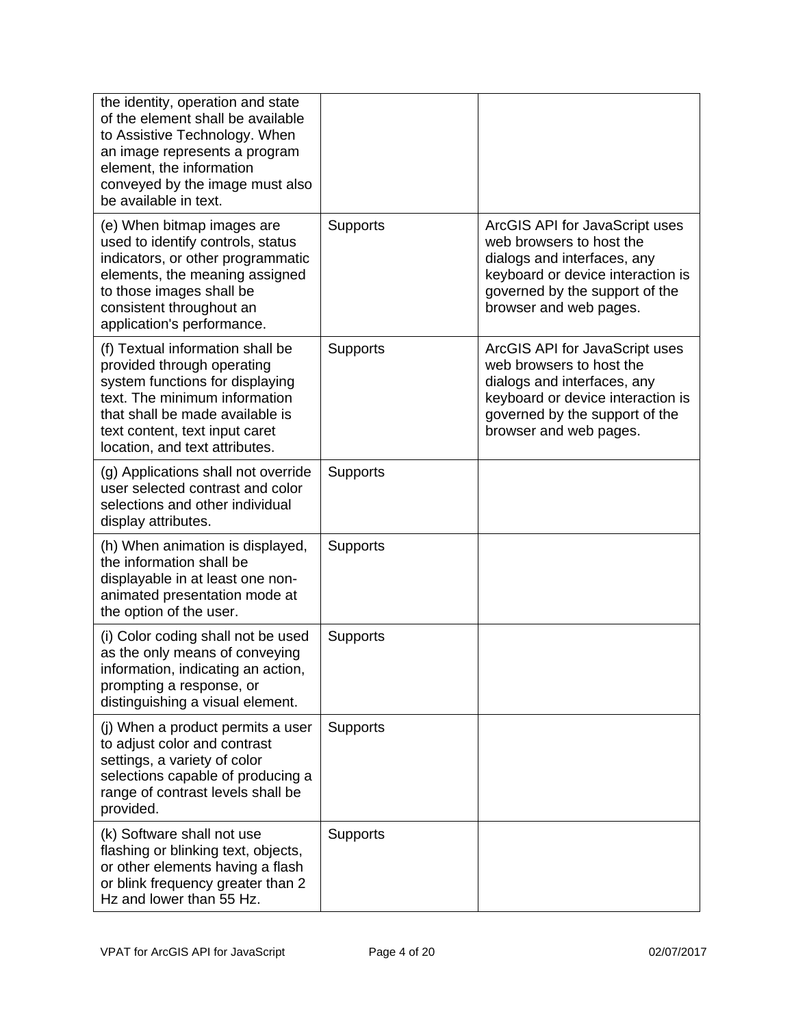| | | |
|---|---|---|
| the identity, operation and state of the element shall be available to Assistive Technology. When an image represents a program element, the information conveyed by the image must also be available in text. | | |
| (e) When bitmap images are used to identify controls, status indicators, or other programmatic elements, the meaning assigned to those images shall be consistent throughout an application's performance. | Supports | ArcGIS API for JavaScript uses web browsers to host the dialogs and interfaces, any keyboard or device interaction is governed by the support of the browser and web pages. |
| (f) Textual information shall be provided through operating system functions for displaying text. The minimum information that shall be made available is text content, text input caret location, and text attributes. | Supports | ArcGIS API for JavaScript uses web browsers to host the dialogs and interfaces, any keyboard or device interaction is governed by the support of the browser and web pages. |
| (g) Applications shall not override user selected contrast and color selections and other individual display attributes. | Supports | |
| (h) When animation is displayed, the information shall be displayable in at least one non-animated presentation mode at the option of the user. | Supports | |
| (i) Color coding shall not be used as the only means of conveying information, indicating an action, prompting a response, or distinguishing a visual element. | Supports | |
| (j) When a product permits a user to adjust color and contrast settings, a variety of color selections capable of producing a range of contrast levels shall be provided. | Supports | |
| (k) Software shall not use flashing or blinking text, objects, or other elements having a flash or blink frequency greater than 2 Hz and lower than 55 Hz. | Supports | |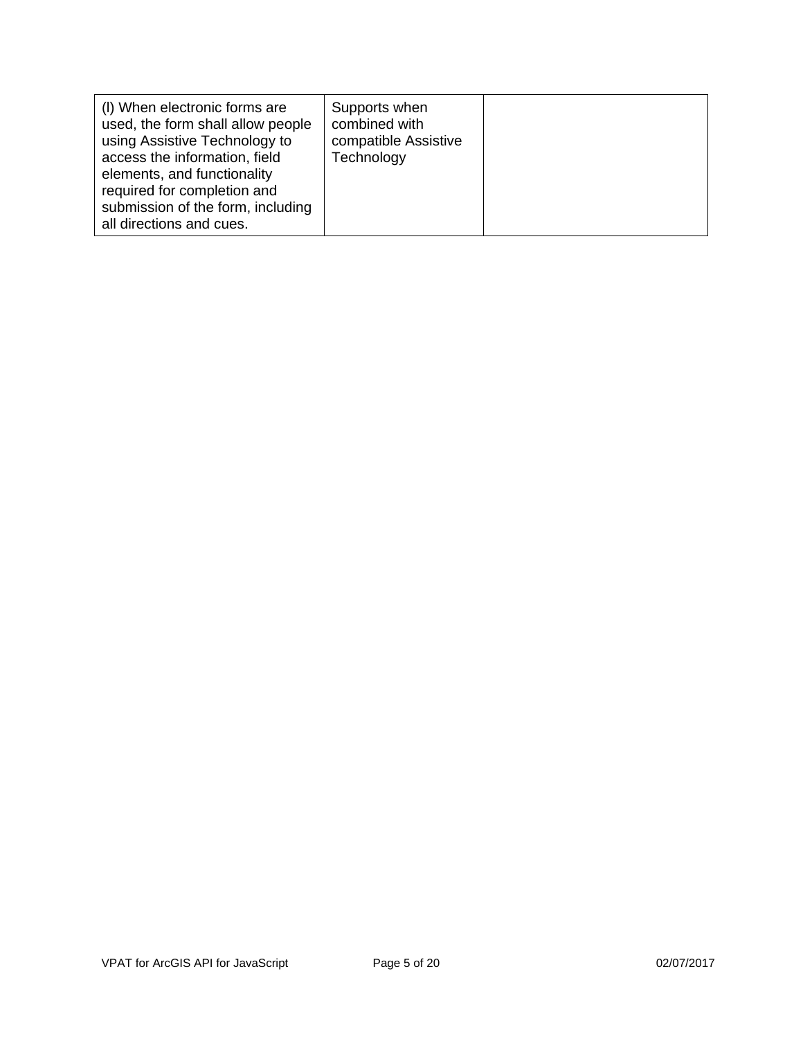| | | |
|---|---|---|
| (l) When electronic forms are used, the form shall allow people using Assistive Technology to access the information, field elements, and functionality required for completion and submission of the form, including all directions and cues. | Supports when combined with compatible Assistive Technology | |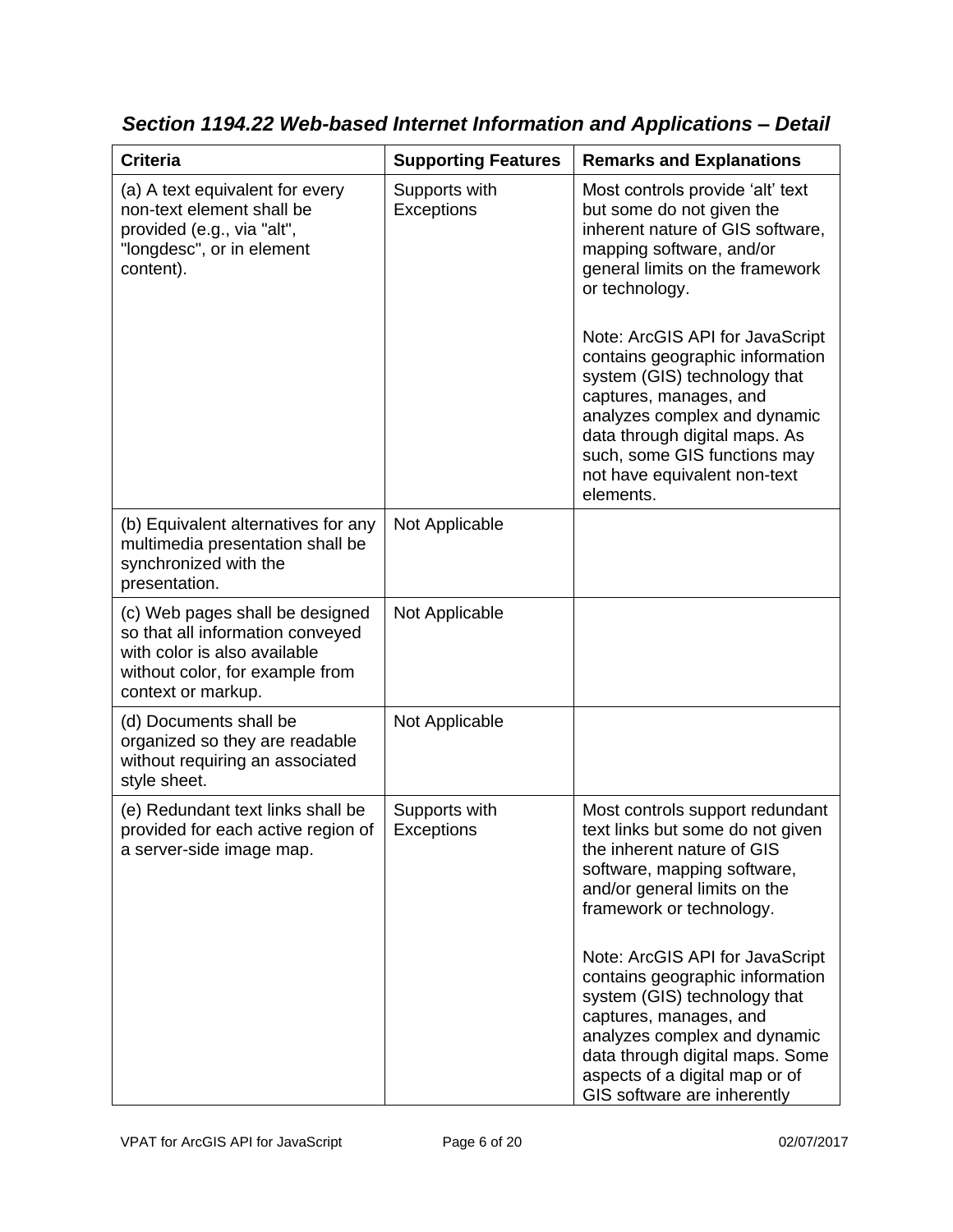## *Section 1194.22 Web-based Internet Information and Applications – Detail*

| Criteria | Supporting Features | Remarks and Explanations |
|---|---|---|
| (a) A text equivalent for every non-text element shall be provided (e.g., via "alt", "longdesc", or in element content). | Supports with Exceptions | Most controls provide 'alt' text but some do not given the inherent nature of GIS software, mapping software, and/or general limits on the framework or technology.<br><br>Note: ArcGIS API for JavaScript contains geographic information system (GIS) technology that captures, manages, and analyzes complex and dynamic data through digital maps. As such, some GIS functions may not have equivalent non-text elements. |
| (b) Equivalent alternatives for any multimedia presentation shall be synchronized with the presentation. | Not Applicable | |
| (c) Web pages shall be designed so that all information conveyed with color is also available without color, for example from context or markup. | Not Applicable | |
| (d) Documents shall be organized so they are readable without requiring an associated style sheet. | Not Applicable | |
| (e) Redundant text links shall be provided for each active region of a server-side image map. | Supports with Exceptions | Most controls support redundant text links but some do not given the inherent nature of GIS software, mapping software, and/or general limits on the framework or technology.<br><br>Note: ArcGIS API for JavaScript contains geographic information system (GIS) technology that captures, manages, and analyzes complex and dynamic data through digital maps. Some aspects of a digital map or of GIS software are inherently |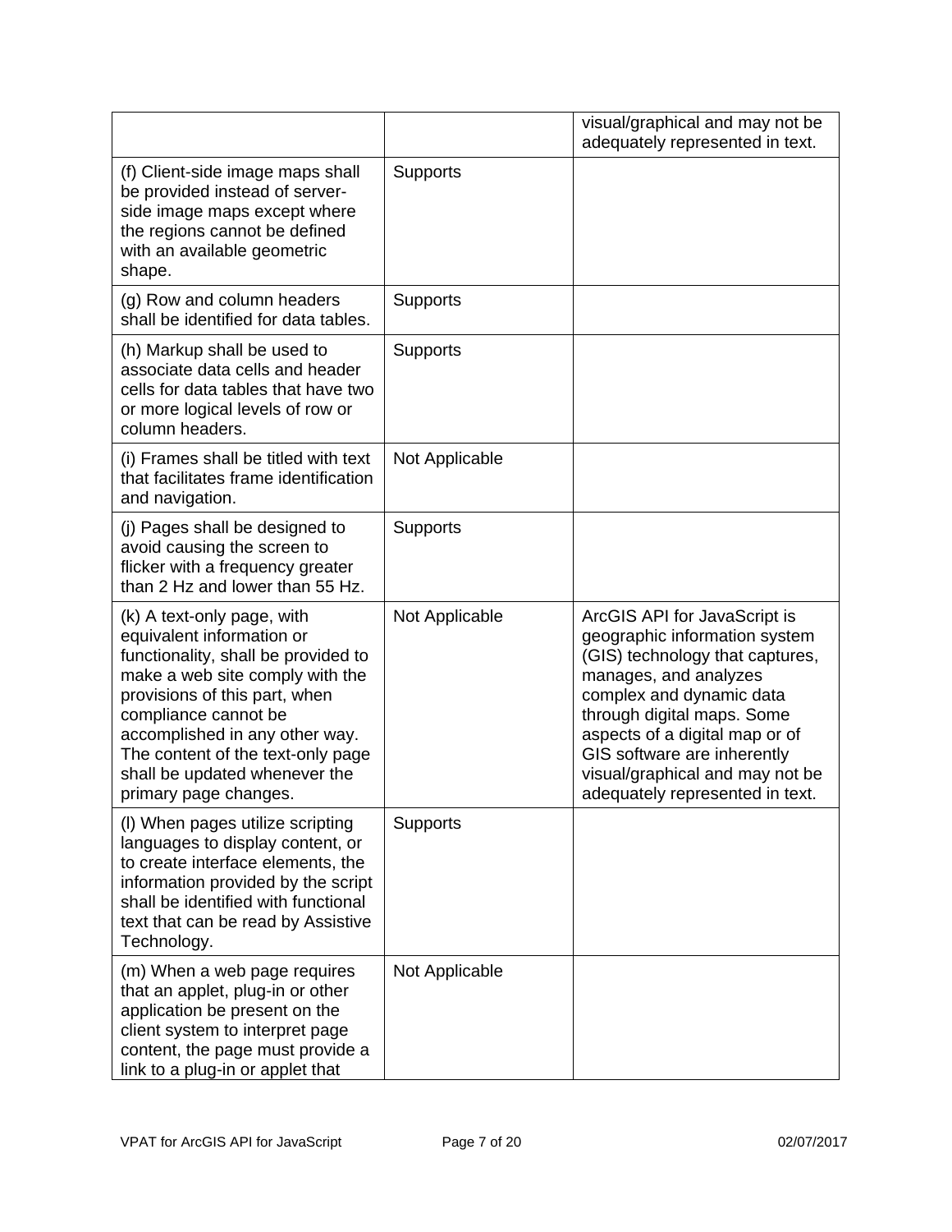| | | |
|---|---|---|
| | | visual/graphical and may not be adequately represented in text. |
| (f) Client-side image maps shall be provided instead of server-side image maps except where the regions cannot be defined with an available geometric shape. | Supports | |
| (g) Row and column headers shall be identified for data tables. | Supports | |
| (h) Markup shall be used to associate data cells and header cells for data tables that have two or more logical levels of row or column headers. | Supports | |
| (i) Frames shall be titled with text that facilitates frame identification and navigation. | Not Applicable | |
| (j) Pages shall be designed to avoid causing the screen to flicker with a frequency greater than 2 Hz and lower than 55 Hz. | Supports | |
| (k) A text-only page, with equivalent information or functionality, shall be provided to make a web site comply with the provisions of this part, when compliance cannot be accomplished in any other way. The content of the text-only page shall be updated whenever the primary page changes. | Not Applicable | ArcGIS API for JavaScript is geographic information system (GIS) technology that captures, manages, and analyzes complex and dynamic data through digital maps. Some aspects of a digital map or of GIS software are inherently visual/graphical and may not be adequately represented in text. |
| (l) When pages utilize scripting languages to display content, or to create interface elements, the information provided by the script shall be identified with functional text that can be read by Assistive Technology. | Supports | |
| (m) When a web page requires that an applet, plug-in or other application be present on the client system to interpret page content, the page must provide a link to a plug-in or applet that | Not Applicable | |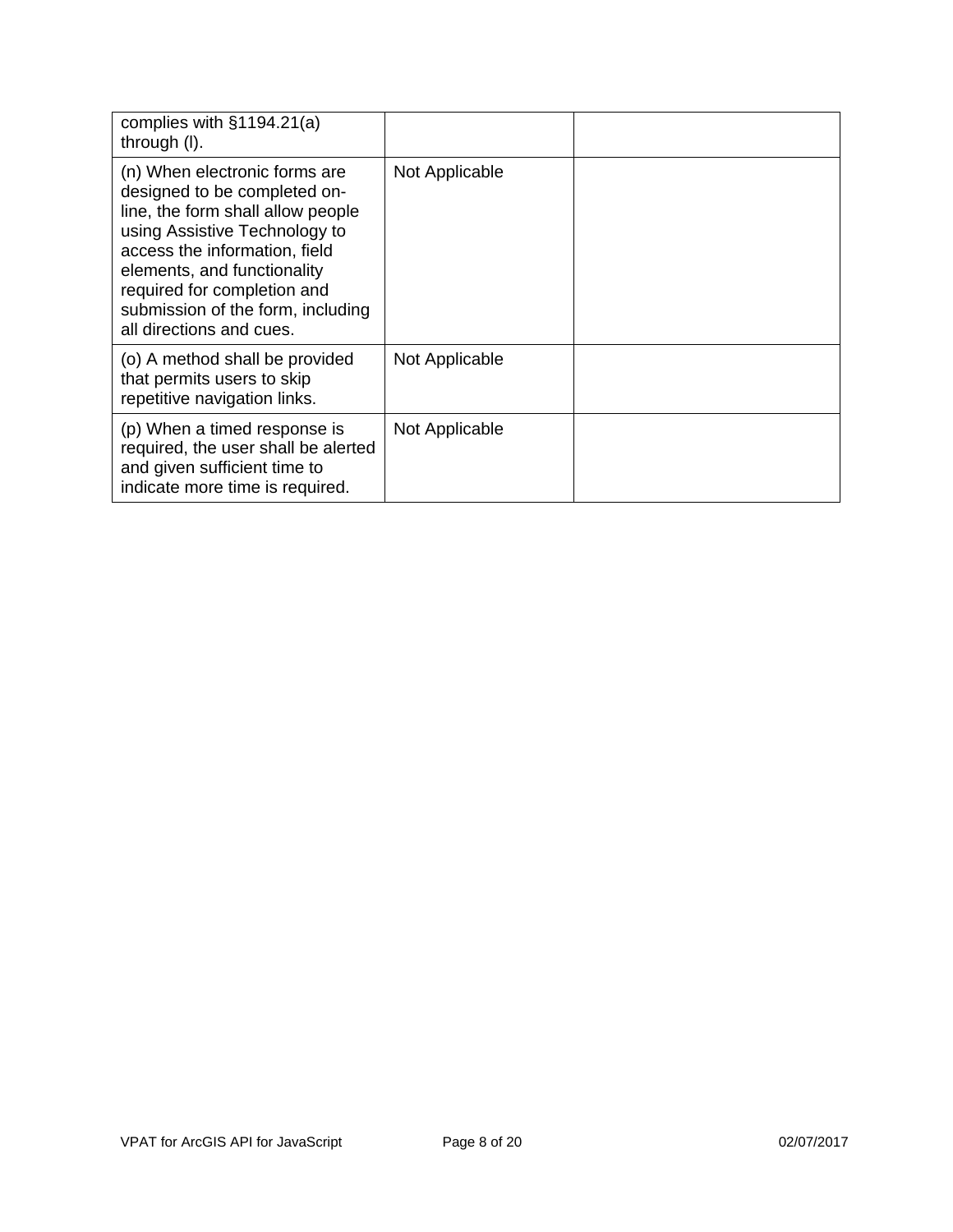| | | |
|---|---|---|
| complies with §1194.21(a) through (l). | | |
| (n) When electronic forms are designed to be completed on-line, the form shall allow people using Assistive Technology to access the information, field elements, and functionality required for completion and submission of the form, including all directions and cues. | Not Applicable | |
| (o) A method shall be provided that permits users to skip repetitive navigation links. | Not Applicable | |
| (p) When a timed response is required, the user shall be alerted and given sufficient time to indicate more time is required. | Not Applicable | |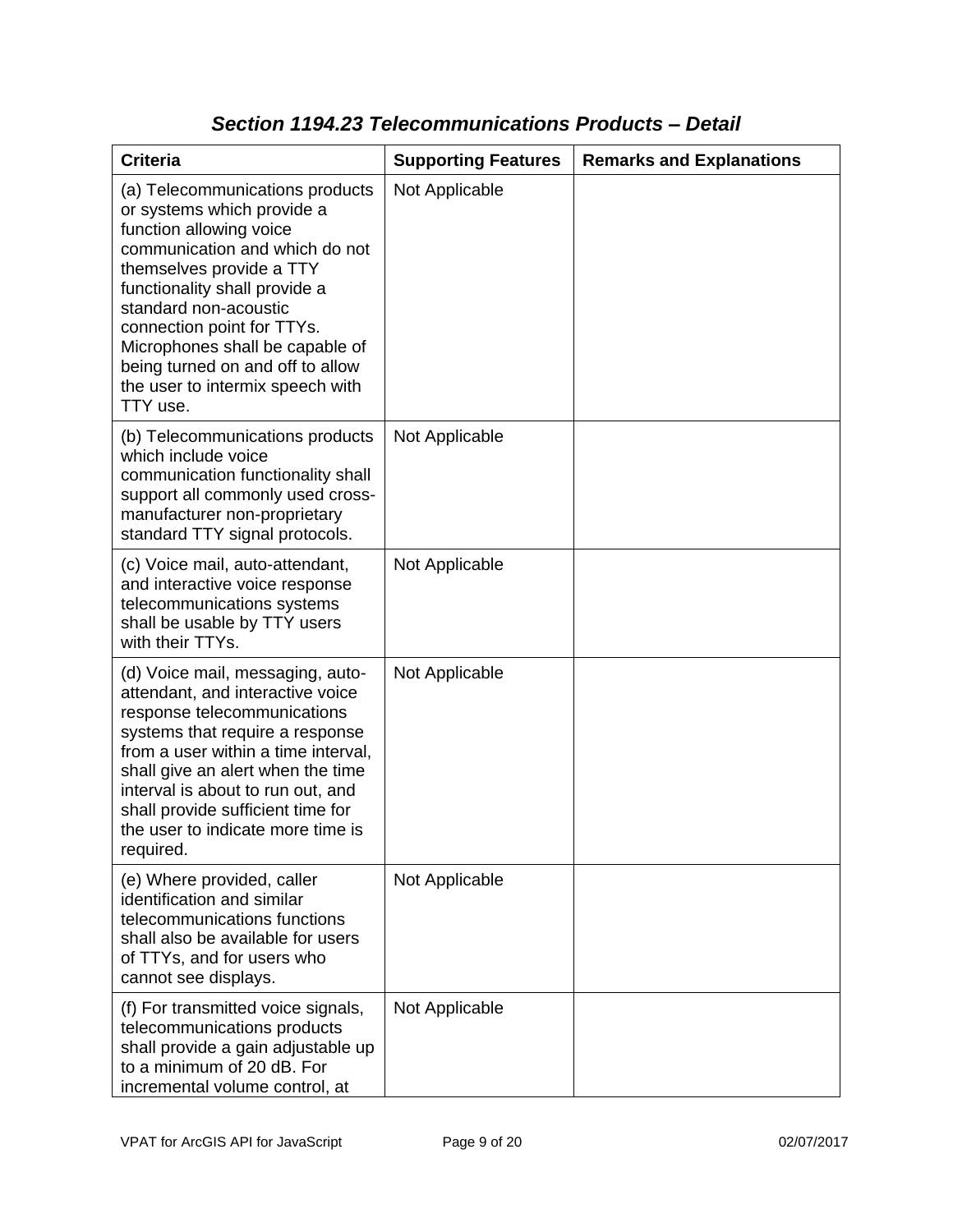## *Section 1194.23 Telecommunications Products – Detail*

| Criteria | Supporting Features | Remarks and Explanations |
|---|---|---|
| (a) Telecommunications products or systems which provide a function allowing voice communication and which do not themselves provide a TTY functionality shall provide a standard non-acoustic connection point for TTYs. Microphones shall be capable of being turned on and off to allow the user to intermix speech with TTY use. | Not Applicable | |
| (b) Telecommunications products which include voice communication functionality shall support all commonly used cross-manufacturer non-proprietary standard TTY signal protocols. | Not Applicable | |
| (c) Voice mail, auto-attendant, and interactive voice response telecommunications systems shall be usable by TTY users with their TTYs. | Not Applicable | |
| (d) Voice mail, messaging, auto-attendant, and interactive voice response telecommunications systems that require a response from a user within a time interval, shall give an alert when the time interval is about to run out, and shall provide sufficient time for the user to indicate more time is required. | Not Applicable | |
| (e) Where provided, caller identification and similar telecommunications functions shall also be available for users of TTYs, and for users who cannot see displays. | Not Applicable | |
| (f) For transmitted voice signals, telecommunications products shall provide a gain adjustable up to a minimum of 20 dB. For incremental volume control, at | Not Applicable | |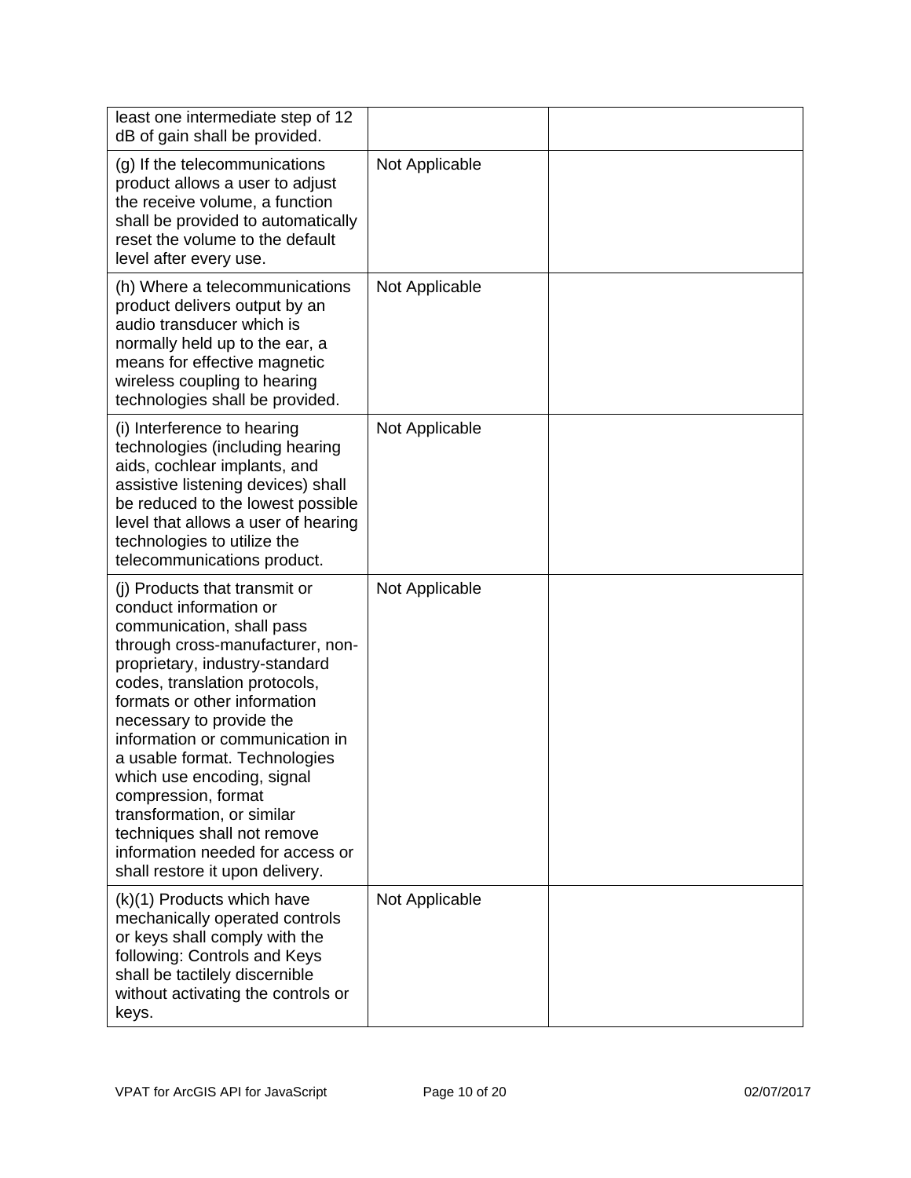| | | |
|---|---|---|
| least one intermediate step of 12 dB of gain shall be provided. | | |
| (g) If the telecommunications product allows a user to adjust the receive volume, a function shall be provided to automatically reset the volume to the default level after every use. | Not Applicable | |
| (h) Where a telecommunications product delivers output by an audio transducer which is normally held up to the ear, a means for effective magnetic wireless coupling to hearing technologies shall be provided. | Not Applicable | |
| (i) Interference to hearing technologies (including hearing aids, cochlear implants, and assistive listening devices) shall be reduced to the lowest possible level that allows a user of hearing technologies to utilize the telecommunications product. | Not Applicable | |
| (j) Products that transmit or conduct information or communication, shall pass through cross-manufacturer, non-proprietary, industry-standard codes, translation protocols, formats or other information necessary to provide the information or communication in a usable format. Technologies which use encoding, signal compression, format transformation, or similar techniques shall not remove information needed for access or shall restore it upon delivery. | Not Applicable | |
| (k)(1) Products which have mechanically operated controls or keys shall comply with the following: Controls and Keys shall be tactilely discernible without activating the controls or keys. | Not Applicable | |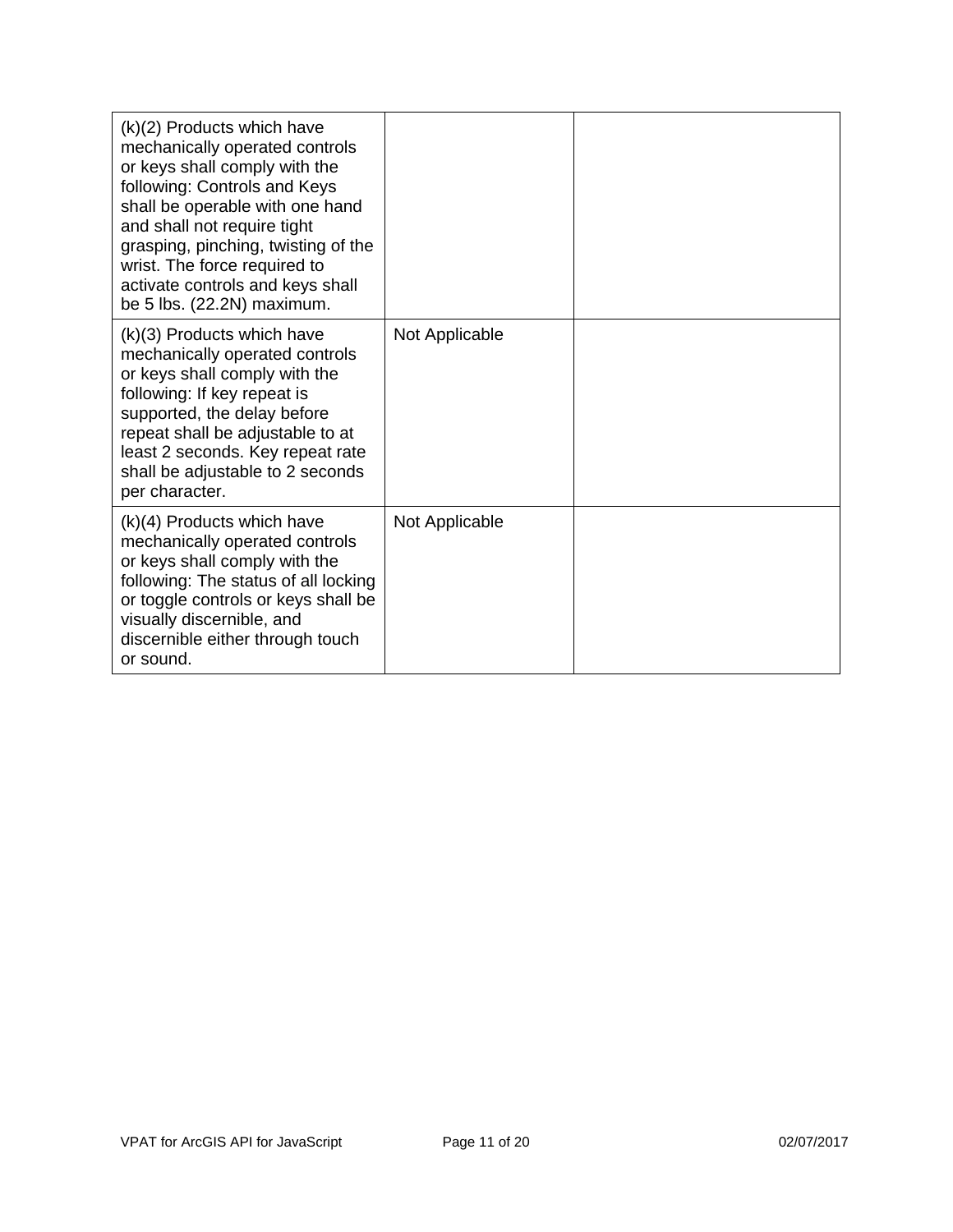| | | |
|---|---|---|
| (k)(2) Products which have mechanically operated controls or keys shall comply with the following: Controls and Keys shall be operable with one hand and shall not require tight grasping, pinching, twisting of the wrist. The force required to activate controls and keys shall be 5 lbs. (22.2N) maximum. | | |
| (k)(3) Products which have mechanically operated controls or keys shall comply with the following: If key repeat is supported, the delay before repeat shall be adjustable to at least 2 seconds. Key repeat rate shall be adjustable to 2 seconds per character. | Not Applicable | |
| (k)(4) Products which have mechanically operated controls or keys shall comply with the following: The status of all locking or toggle controls or keys shall be visually discernible, and discernible either through touch or sound. | Not Applicable | |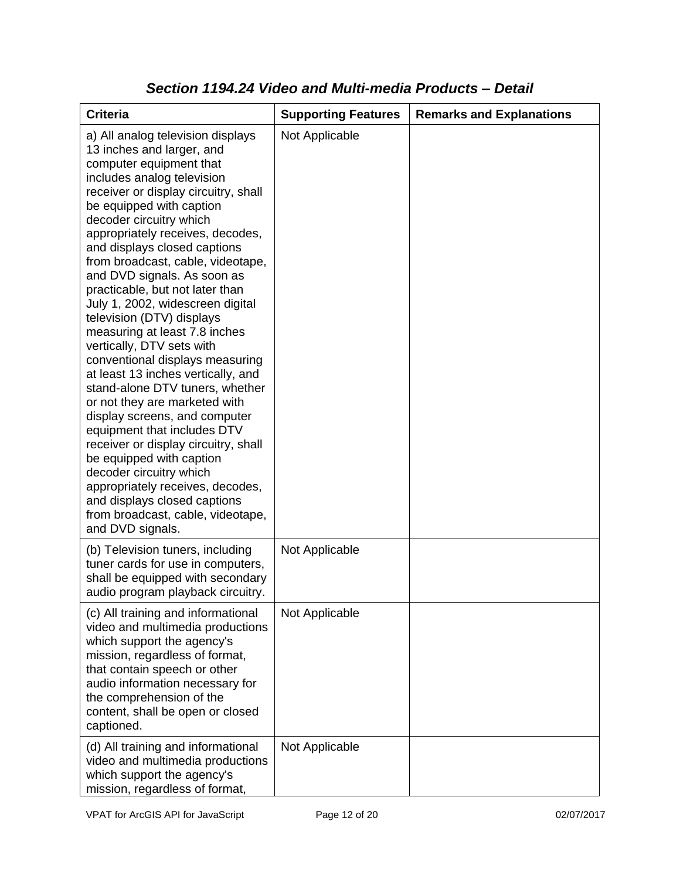### *Section 1194.24 Video and Multi-media Products – Detail*

| Criteria | Supporting Features | Remarks and Explanations |
| --- | --- | --- |
| a) All analog television displays 13 inches and larger, and computer equipment that includes analog television receiver or display circuitry, shall be equipped with caption decoder circuitry which appropriately receives, decodes, and displays closed captions from broadcast, cable, videotape, and DVD signals. As soon as practicable, but not later than July 1, 2002, widescreen digital television (DTV) displays measuring at least 7.8 inches vertically, DTV sets with conventional displays measuring at least 13 inches vertically, and stand-alone DTV tuners, whether or not they are marketed with display screens, and computer equipment that includes DTV receiver or display circuitry, shall be equipped with caption decoder circuitry which appropriately receives, decodes, and displays closed captions from broadcast, cable, videotape, and DVD signals. | Not Applicable | |
| (b) Television tuners, including tuner cards for use in computers, shall be equipped with secondary audio program playback circuitry. | Not Applicable | |
| (c) All training and informational video and multimedia productions which support the agency's mission, regardless of format, that contain speech or other audio information necessary for the comprehension of the content, shall be open or closed captioned. | Not Applicable | |
| (d) All training and informational video and multimedia productions which support the agency's mission, regardless of format, | Not Applicable | |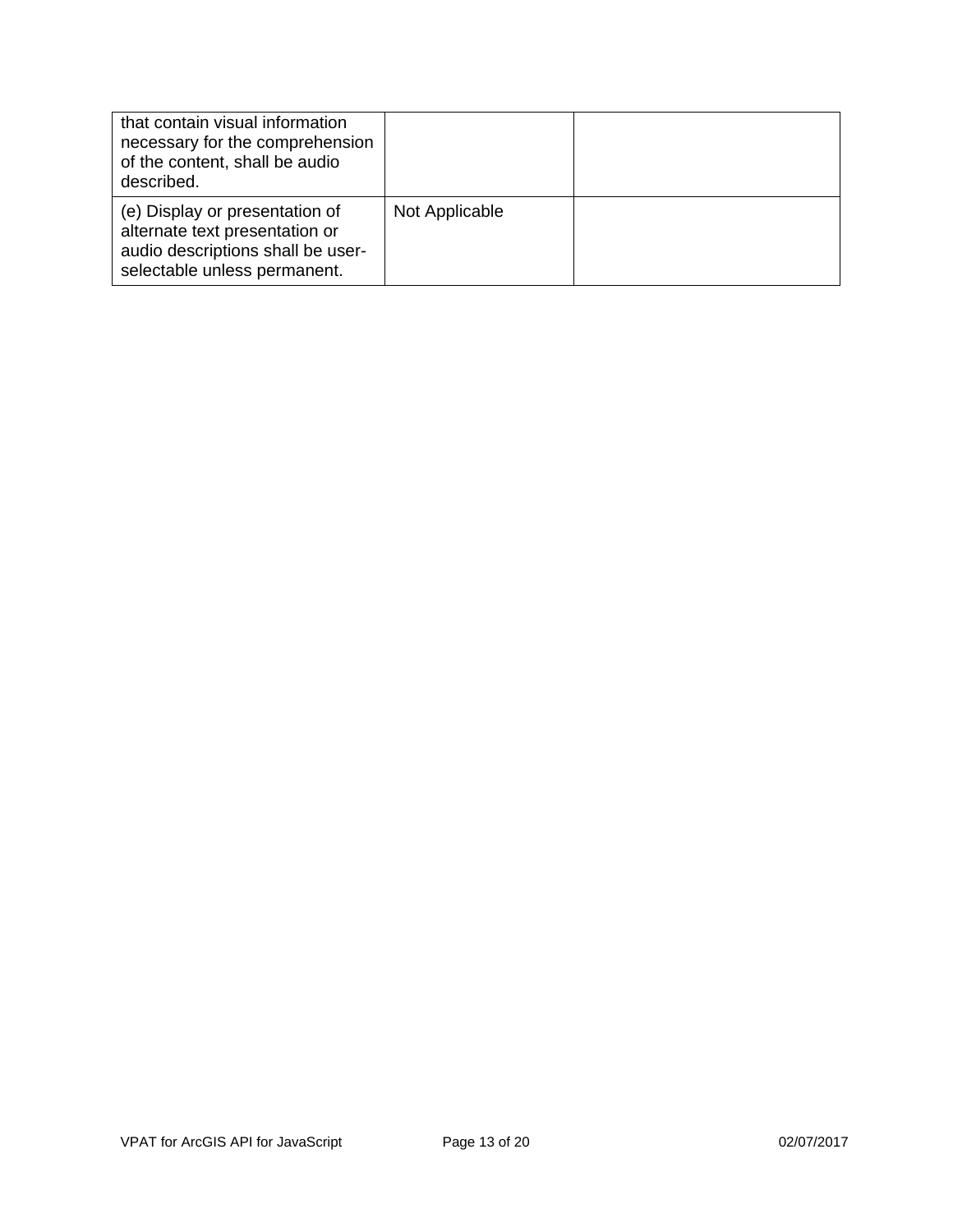| | | |
|---|---|---|
| that contain visual information necessary for the comprehension of the content, shall be audio described. | | |
| (e) Display or presentation of alternate text presentation or audio descriptions shall be user-selectable unless permanent. | Not Applicable | |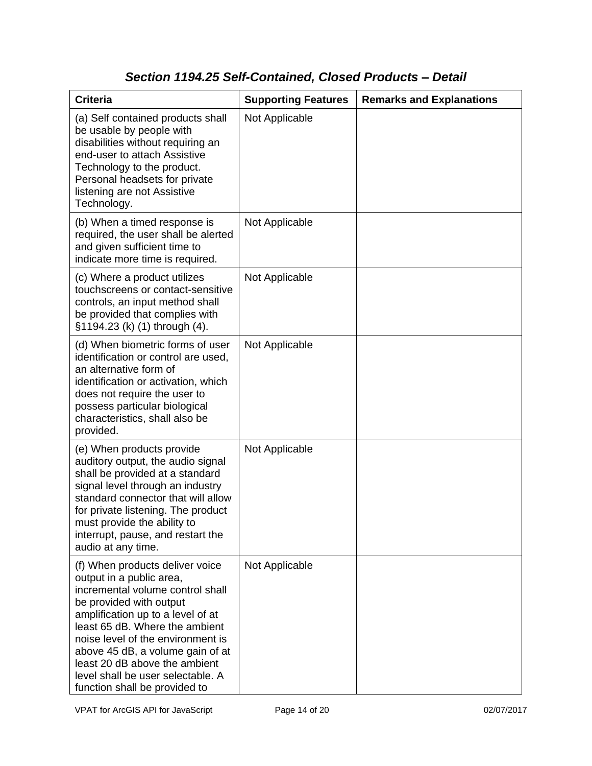### *Section 1194.25 Self-Contained, Closed Products – Detail*

| Criteria | Supporting Features | Remarks and Explanations |
|---|---|---|
| (a) Self contained products shall be usable by people with disabilities without requiring an end-user to attach Assistive Technology to the product. Personal headsets for private listening are not Assistive Technology. | Not Applicable | |
| (b) When a timed response is required, the user shall be alerted and given sufficient time to indicate more time is required. | Not Applicable | |
| (c) Where a product utilizes touchscreens or contact-sensitive controls, an input method shall be provided that complies with §1194.23 (k) (1) through (4). | Not Applicable | |
| (d) When biometric forms of user identification or control are used, an alternative form of identification or activation, which does not require the user to possess particular biological characteristics, shall also be provided. | Not Applicable | |
| (e) When products provide auditory output, the audio signal shall be provided at a standard signal level through an industry standard connector that will allow for private listening. The product must provide the ability to interrupt, pause, and restart the audio at any time. | Not Applicable | |
| (f) When products deliver voice output in a public area, incremental volume control shall be provided with output amplification up to a level of at least 65 dB. Where the ambient noise level of the environment is above 45 dB, a volume gain of at least 20 dB above the ambient level shall be user selectable. A function shall be provided to | Not Applicable | |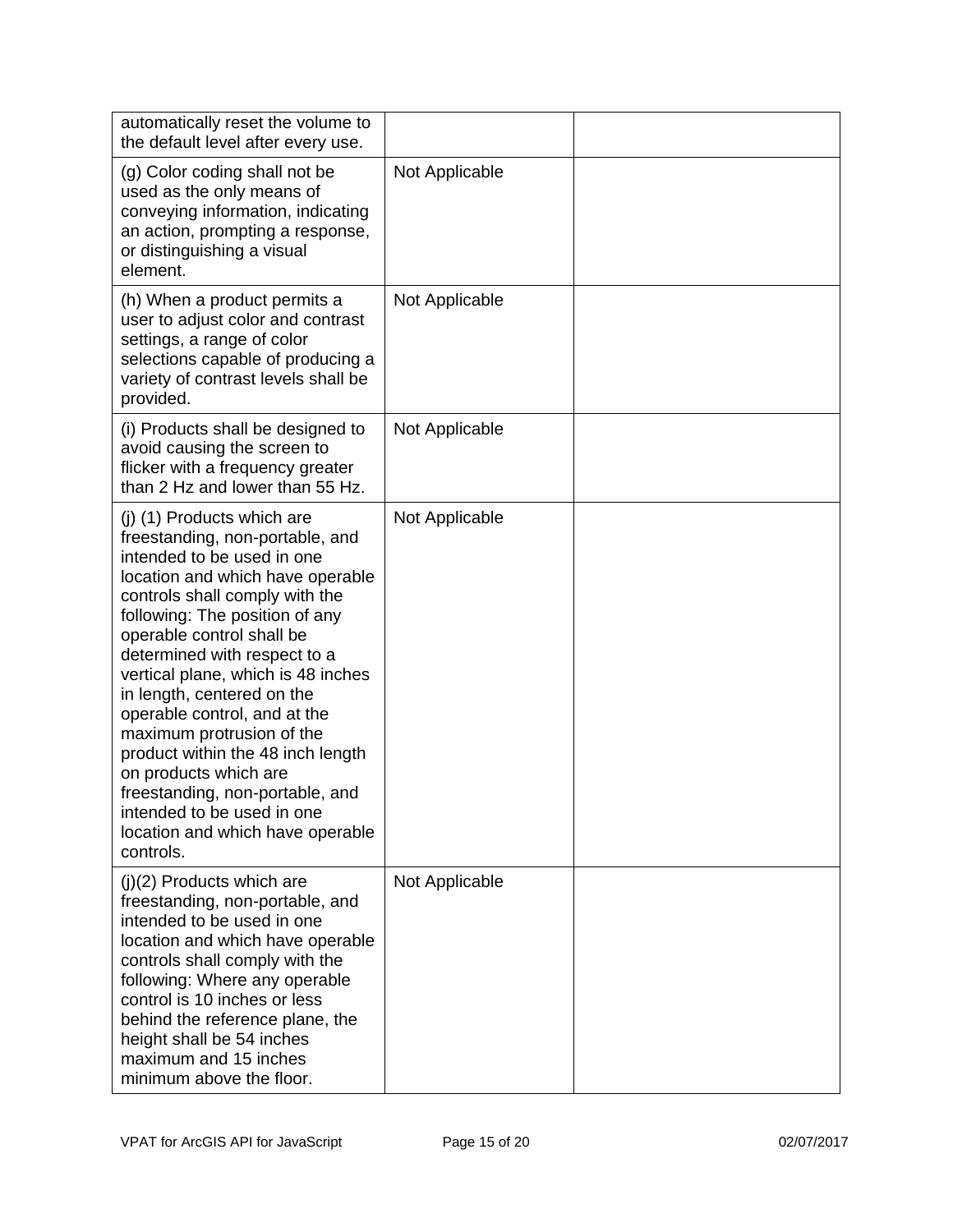| | | |
|---|---|---|
| automatically reset the volume to the default level after every use. | | |
| (g) Color coding shall not be used as the only means of conveying information, indicating an action, prompting a response, or distinguishing a visual element. | Not Applicable | |
| (h) When a product permits a user to adjust color and contrast settings, a range of color selections capable of producing a variety of contrast levels shall be provided. | Not Applicable | |
| (i) Products shall be designed to avoid causing the screen to flicker with a frequency greater than 2 Hz and lower than 55 Hz. | Not Applicable | |
| (j) (1) Products which are freestanding, non-portable, and intended to be used in one location and which have operable controls shall comply with the following: The position of any operable control shall be determined with respect to a vertical plane, which is 48 inches in length, centered on the operable control, and at the maximum protrusion of the product within the 48 inch length on products which are freestanding, non-portable, and intended to be used in one location and which have operable controls. | Not Applicable | |
| (j)(2) Products which are freestanding, non-portable, and intended to be used in one location and which have operable controls shall comply with the following: Where any operable control is 10 inches or less behind the reference plane, the height shall be 54 inches maximum and 15 inches minimum above the floor. | Not Applicable | |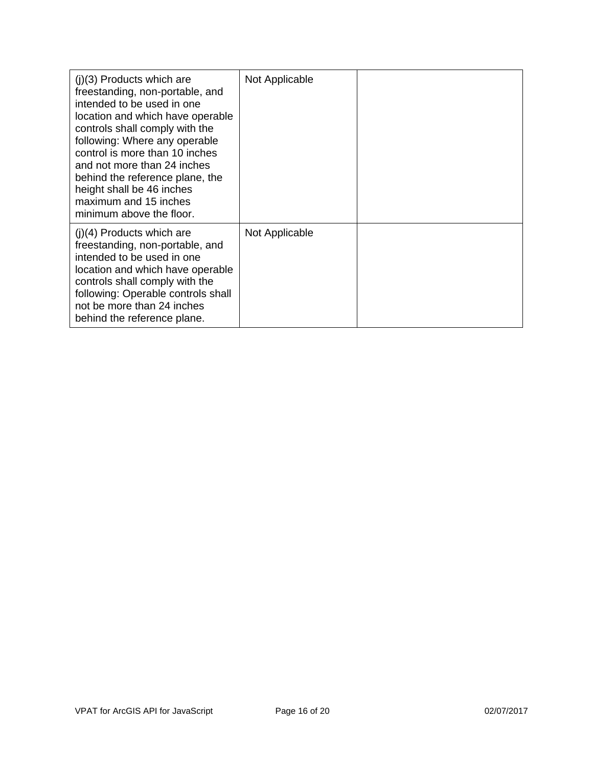| | | |
|---|---|---|
| (j)(3) Products which are freestanding, non-portable, and intended to be used in one location and which have operable controls shall comply with the following: Where any operable control is more than 10 inches and not more than 24 inches behind the reference plane, the height shall be 46 inches maximum and 15 inches minimum above the floor. | Not Applicable | |
| (j)(4) Products which are freestanding, non-portable, and intended to be used in one location and which have operable controls shall comply with the following: Operable controls shall not be more than 24 inches behind the reference plane. | Not Applicable | |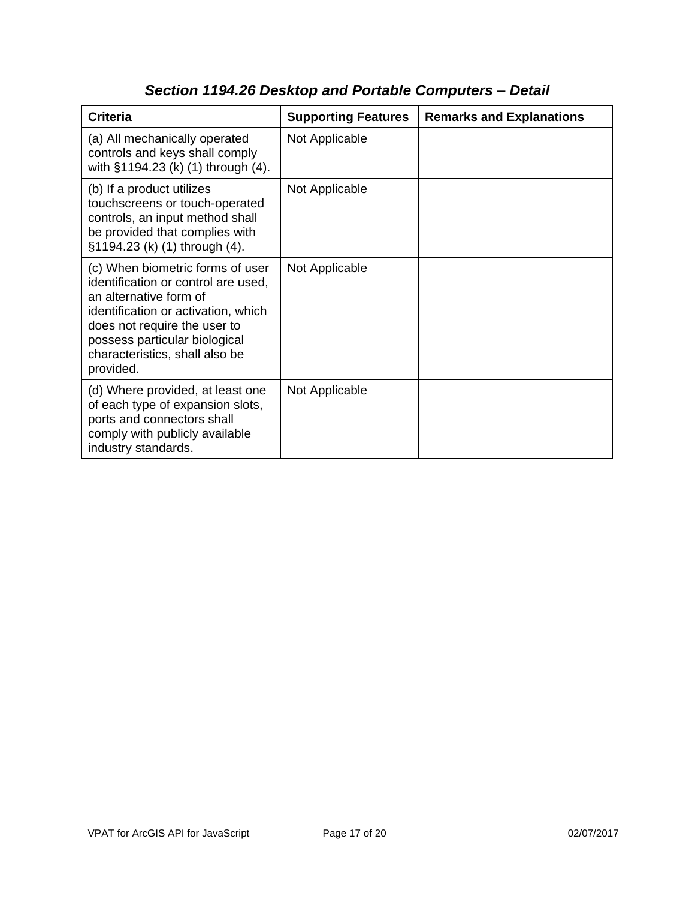## *Section 1194.26 Desktop and Portable Computers – Detail*

| Criteria | Supporting Features | Remarks and Explanations |
| --- | --- | --- |
| (a) All mechanically operated controls and keys shall comply with §1194.23 (k) (1) through (4). | Not Applicable | |
| (b) If a product utilizes touchscreens or touch-operated controls, an input method shall be provided that complies with §1194.23 (k) (1) through (4). | Not Applicable | |
| (c) When biometric forms of user identification or control are used, an alternative form of identification or activation, which does not require the user to possess particular biological characteristics, shall also be provided. | Not Applicable | |
| (d) Where provided, at least one of each type of expansion slots, ports and connectors shall comply with publicly available industry standards. | Not Applicable | |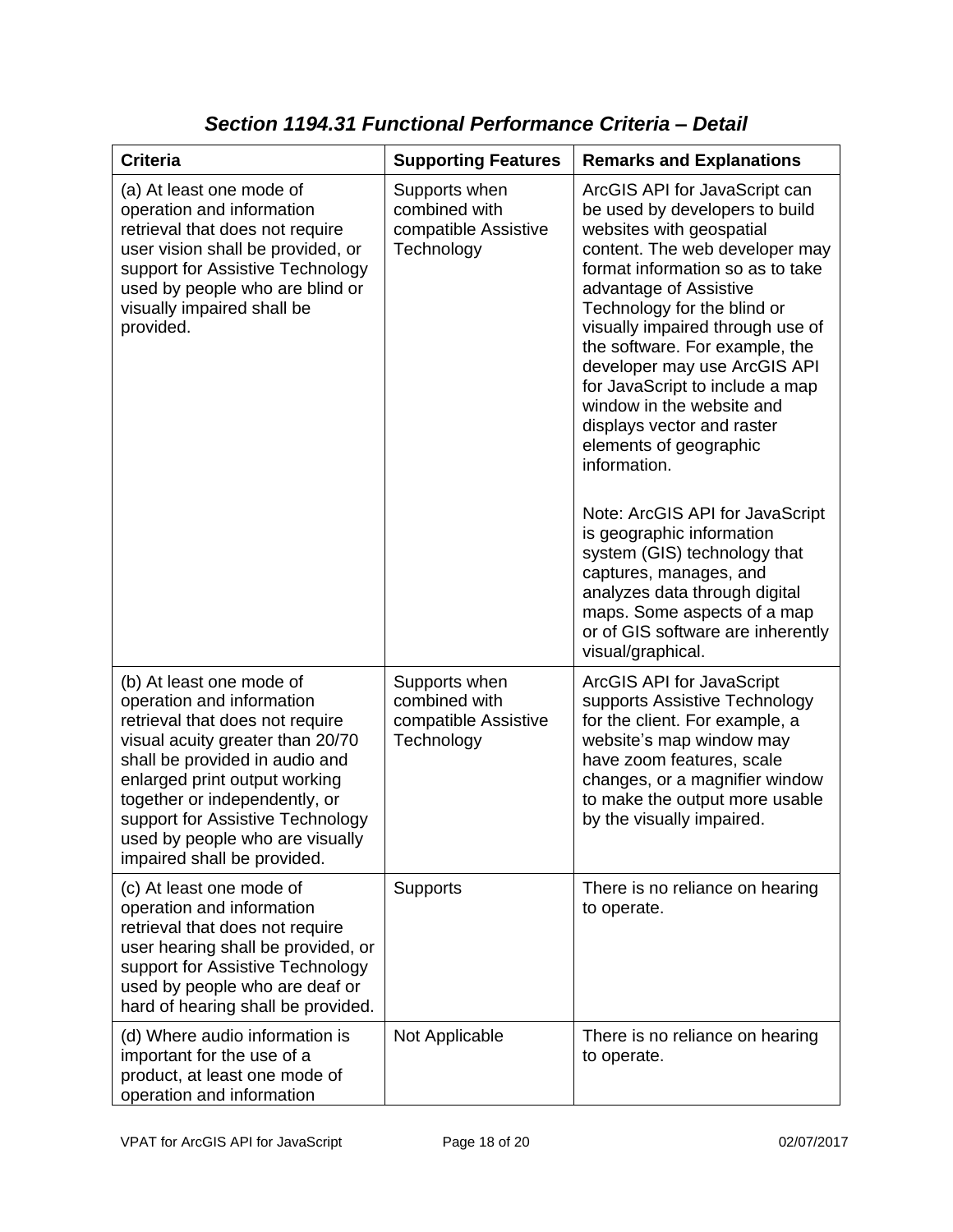### *Section 1194.31 Functional Performance Criteria – Detail*

| Criteria | Supporting Features | Remarks and Explanations |
|---|---|---|
| (a) At least one mode of operation and information retrieval that does not require user vision shall be provided, or support for Assistive Technology used by people who are blind or visually impaired shall be provided. | Supports when combined with compatible Assistive Technology | ArcGIS API for JavaScript can be used by developers to build websites with geospatial content. The web developer may format information so as to take advantage of Assistive Technology for the blind or visually impaired through use of the software. For example, the developer may use ArcGIS API for JavaScript to include a map window in the website and displays vector and raster elements of geographic information.<br><br>Note: ArcGIS API for JavaScript is geographic information system (GIS) technology that captures, manages, and analyzes data through digital maps. Some aspects of a map or of GIS software are inherently visual/graphical. |
| (b) At least one mode of operation and information retrieval that does not require visual acuity greater than 20/70 shall be provided in audio and enlarged print output working together or independently, or support for Assistive Technology used by people who are visually impaired shall be provided. | Supports when combined with compatible Assistive Technology | ArcGIS API for JavaScript supports Assistive Technology for the client. For example, a website's map window may have zoom features, scale changes, or a magnifier window to make the output more usable by the visually impaired. |
| (c) At least one mode of operation and information retrieval that does not require user hearing shall be provided, or support for Assistive Technology used by people who are deaf or hard of hearing shall be provided. | Supports | There is no reliance on hearing to operate. |
| (d) Where audio information is important for the use of a product, at least one mode of operation and information | Not Applicable | There is no reliance on hearing to operate. |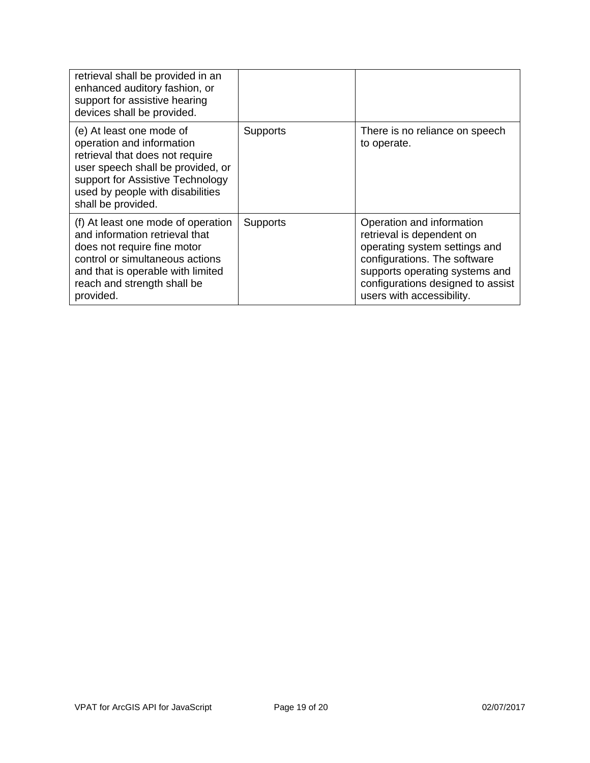| | | |
|---|---|---|
| retrieval shall be provided in an enhanced auditory fashion, or support for assistive hearing devices shall be provided. | | |
| (e) At least one mode of operation and information retrieval that does not require user speech shall be provided, or support for Assistive Technology used by people with disabilities shall be provided. | Supports | There is no reliance on speech to operate. |
| (f) At least one mode of operation and information retrieval that does not require fine motor control or simultaneous actions and that is operable with limited reach and strength shall be provided. | Supports | Operation and information retrieval is dependent on operating system settings and configurations. The software supports operating systems and configurations designed to assist users with accessibility. |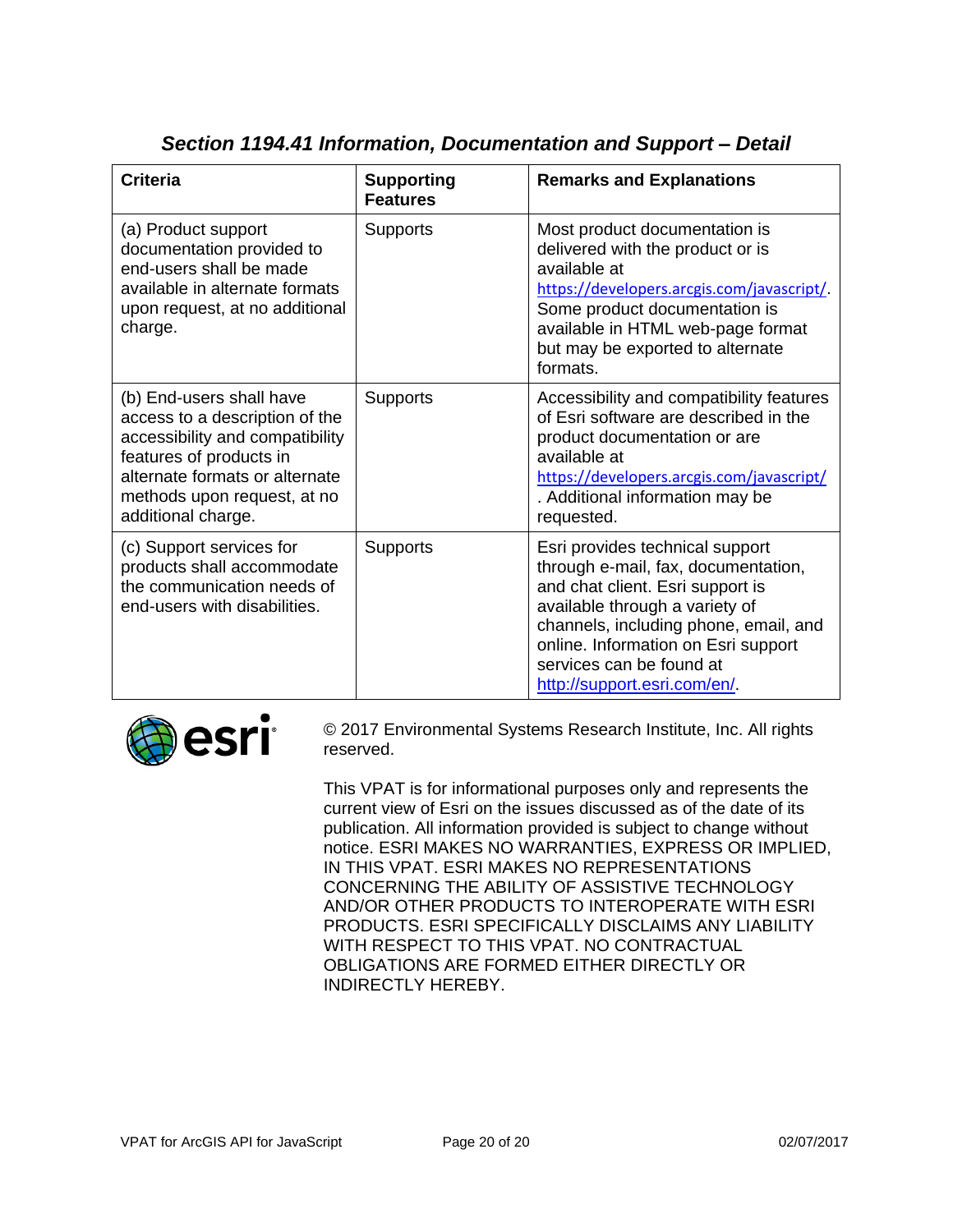### *Section 1194.41 Information, Documentation and Support – Detail*

| Criteria | Supporting Features | Remarks and Explanations |
| --- | --- | --- |
| (a) Product support documentation provided to end-users shall be made available in alternate formats upon request, at no additional charge. | Supports | Most product documentation is delivered with the product or is available at https://developers.arcgis.com/javascript/. Some product documentation is available in HTML web-page format but may be exported to alternate formats. |
| (b) End-users shall have access to a description of the accessibility and compatibility features of products in alternate formats or alternate methods upon request, at no additional charge. | Supports | Accessibility and compatibility features of Esri software are described in the product documentation or are available at https://developers.arcgis.com/javascript/ . Additional information may be requested. |
| (c) Support services for products shall accommodate the communication needs of end-users with disabilities. | Supports | Esri provides technical support through e-mail, fax, documentation, and chat client. Esri support is available through a variety of channels, including phone, email, and online. Information on Esri support services can be found at http://support.esri.com/en/. |

esri

© 2017 Environmental Systems Research Institute, Inc. All rights reserved.

This VPAT is for informational purposes only and represents the current view of Esri on the issues discussed as of the date of its publication. All information provided is subject to change without notice. ESRI MAKES NO WARRANTIES, EXPRESS OR IMPLIED, IN THIS VPAT. ESRI MAKES NO REPRESENTATIONS CONCERNING THE ABILITY OF ASSISTIVE TECHNOLOGY AND/OR OTHER PRODUCTS TO INTEROPERATE WITH ESRI PRODUCTS. ESRI SPECIFICALLY DISCLAIMS ANY LIABILITY WITH RESPECT TO THIS VPAT. NO CONTRACTUAL OBLIGATIONS ARE FORMED EITHER DIRECTLY OR INDIRECTLY HEREBY.